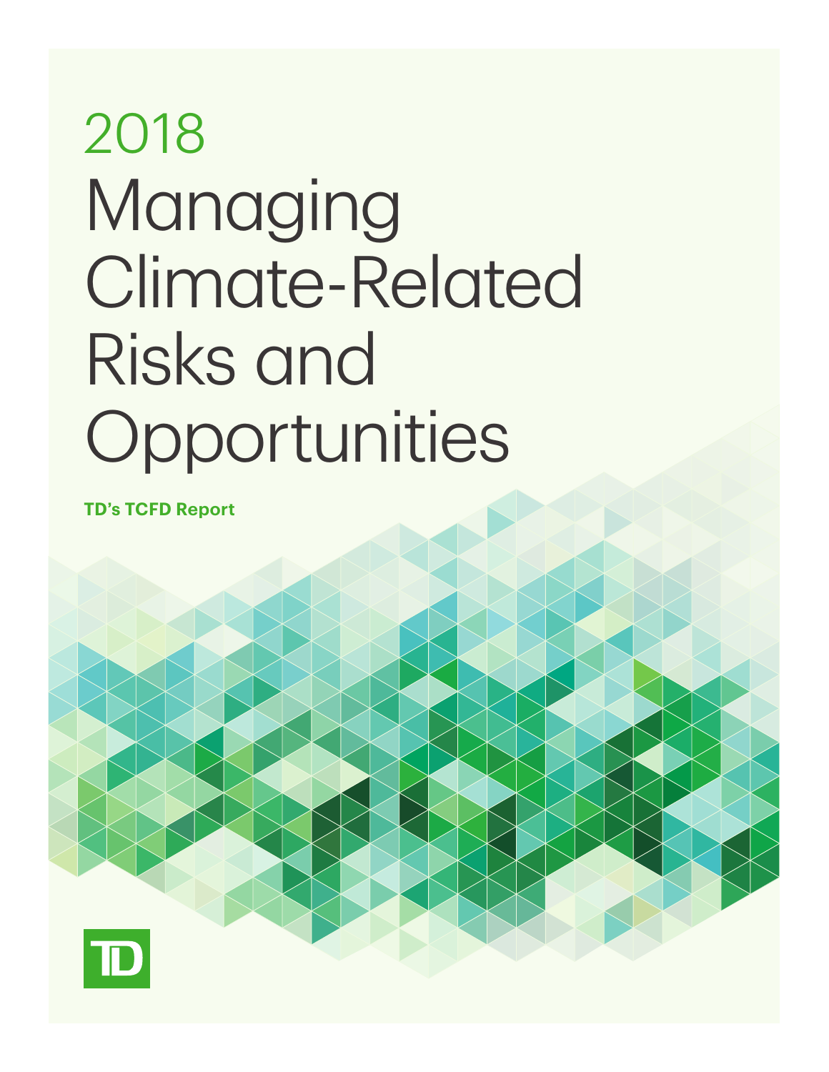# 2018 Managing Climate-Related Risks and Opportunities

**TD's TCFD Report**

TD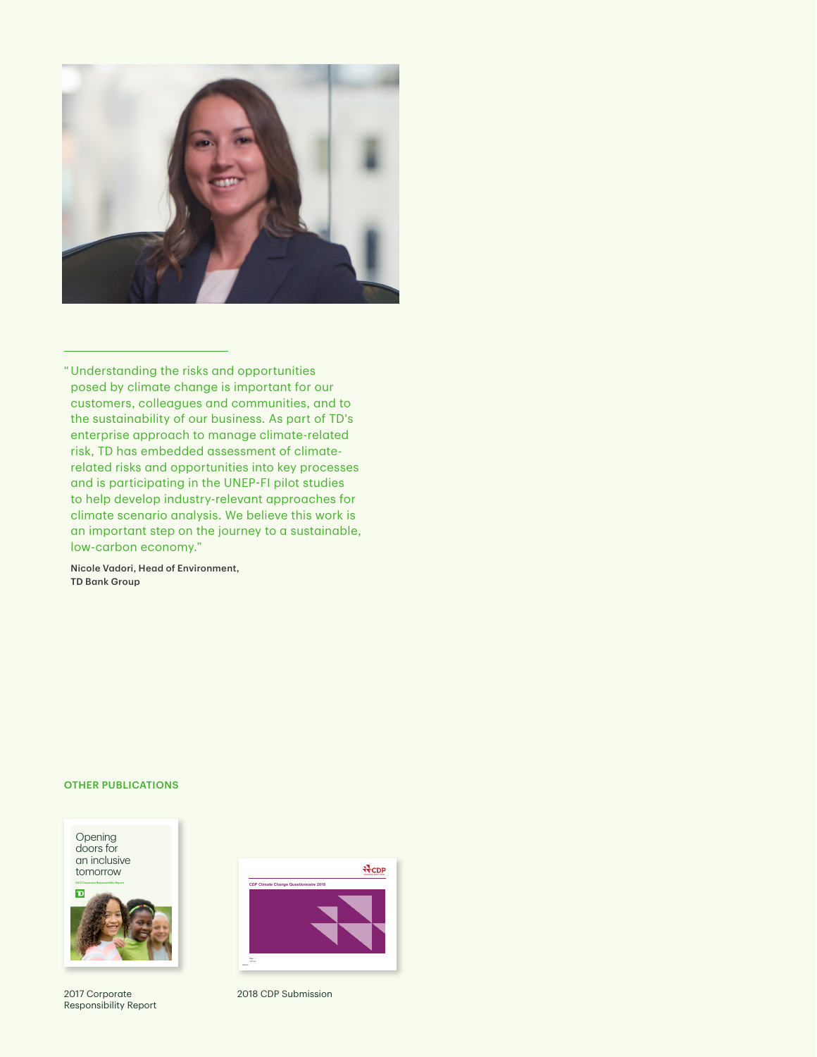"Understanding the risks and opportunities posed by climate change is important for our customers, colleagues and communities, and to the sustainability of our business. As part of TD's enterprise approach to manage climate-related risk, TD has embedded assessment of climate-related risks and opportunities into key processes and is participating in the UNEP-FI pilot studies to help develop industry-relevant approaches for climate scenario analysis. We believe this work is an important step on the journey to a sustainable, low-carbon economy."

**Nicole Vadori, Head of Environment, TD Bank Group**

## OTHER PUBLICATIONS

2017 Corporate Responsibility Report

2018 CDP Submission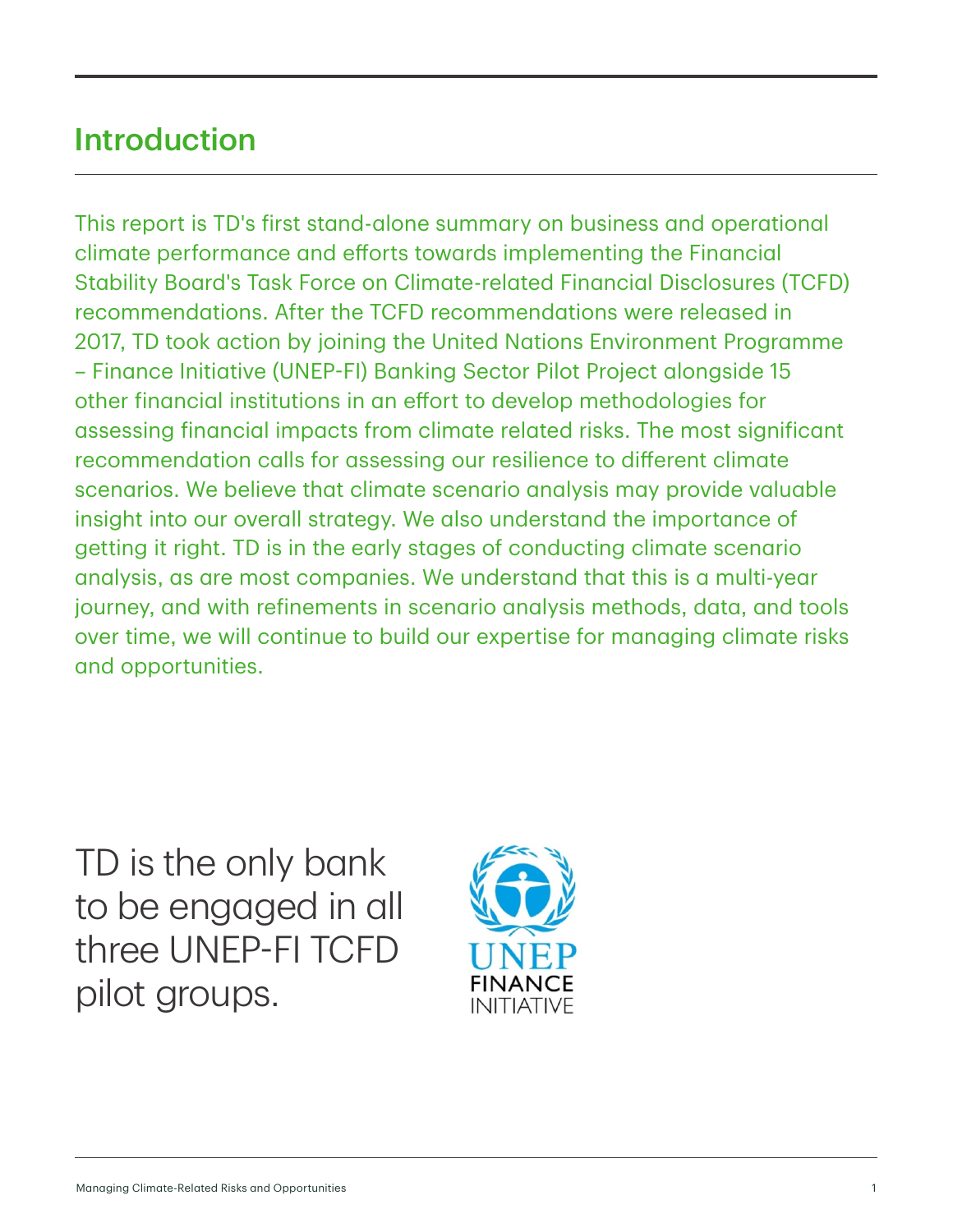# Introduction

This report is TD's first stand-alone summary on business and operational climate performance and efforts towards implementing the Financial Stability Board's Task Force on Climate-related Financial Disclosures (TCFD) recommendations. After the TCFD recommendations were released in 2017, TD took action by joining the United Nations Environment Programme – Finance Initiative (UNEP-FI) Banking Sector Pilot Project alongside 15 other financial institutions in an effort to develop methodologies for assessing financial impacts from climate related risks. The most significant recommendation calls for assessing our resilience to different climate scenarios. We believe that climate scenario analysis may provide valuable insight into our overall strategy. We also understand the importance of getting it right. TD is in the early stages of conducting climate scenario analysis, as are most companies. We understand that this is a multi-year journey, and with refinements in scenario analysis methods, data, and tools over time, we will continue to build our expertise for managing climate risks and opportunities.

TD is the only bank to be engaged in all three UNEP-FI TCFD pilot groups.

UNEP FINANCE INITIATIVE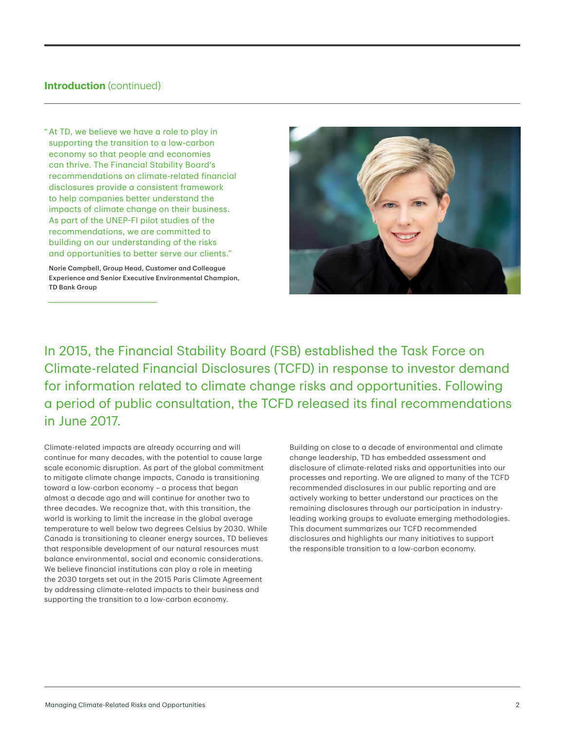## **Introduction** (continued)

"At TD, we believe we have a role to play in supporting the transition to a low-carbon economy so that people and economies can thrive. The Financial Stability Board's recommendations on climate-related financial disclosures provide a consistent framework to help companies better understand the impacts of climate change on their business. As part of the UNEP-FI pilot studies of the recommendations, we are committed to building on our understanding of the risks and opportunities to better serve our clients."

**Norie Campbell, Group Head, Customer and Colleague Experience and Senior Executive Environmental Champion, TD Bank Group**

In 2015, the Financial Stability Board (FSB) established the Task Force on Climate-related Financial Disclosures (TCFD) in response to investor demand for information related to climate change risks and opportunities. Following a period of public consultation, the TCFD released its final recommendations in June 2017.

Climate-related impacts are already occurring and will continue for many decades, with the potential to cause large scale economic disruption. As part of the global commitment to mitigate climate change impacts, Canada is transitioning toward a low-carbon economy – a process that began almost a decade ago and will continue for another two to three decades. We recognize that, with this transition, the world is working to limit the increase in the global average temperature to well below two degrees Celsius by 2030. While Canada is transitioning to cleaner energy sources, TD believes that responsible development of our natural resources must balance environmental, social and economic considerations. We believe financial institutions can play a role in meeting the 2030 targets set out in the 2015 Paris Climate Agreement by addressing climate-related impacts to their business and supporting the transition to a low-carbon economy.

Building on close to a decade of environmental and climate change leadership, TD has embedded assessment and disclosure of climate-related risks and opportunities into our processes and reporting. We are aligned to many of the TCFD recommended disclosures in our public reporting and are actively working to better understand our practices on the remaining disclosures through our participation in industry-leading working groups to evaluate emerging methodologies. This document summarizes our TCFD recommended disclosures and highlights our many initiatives to support the responsible transition to a low-carbon economy.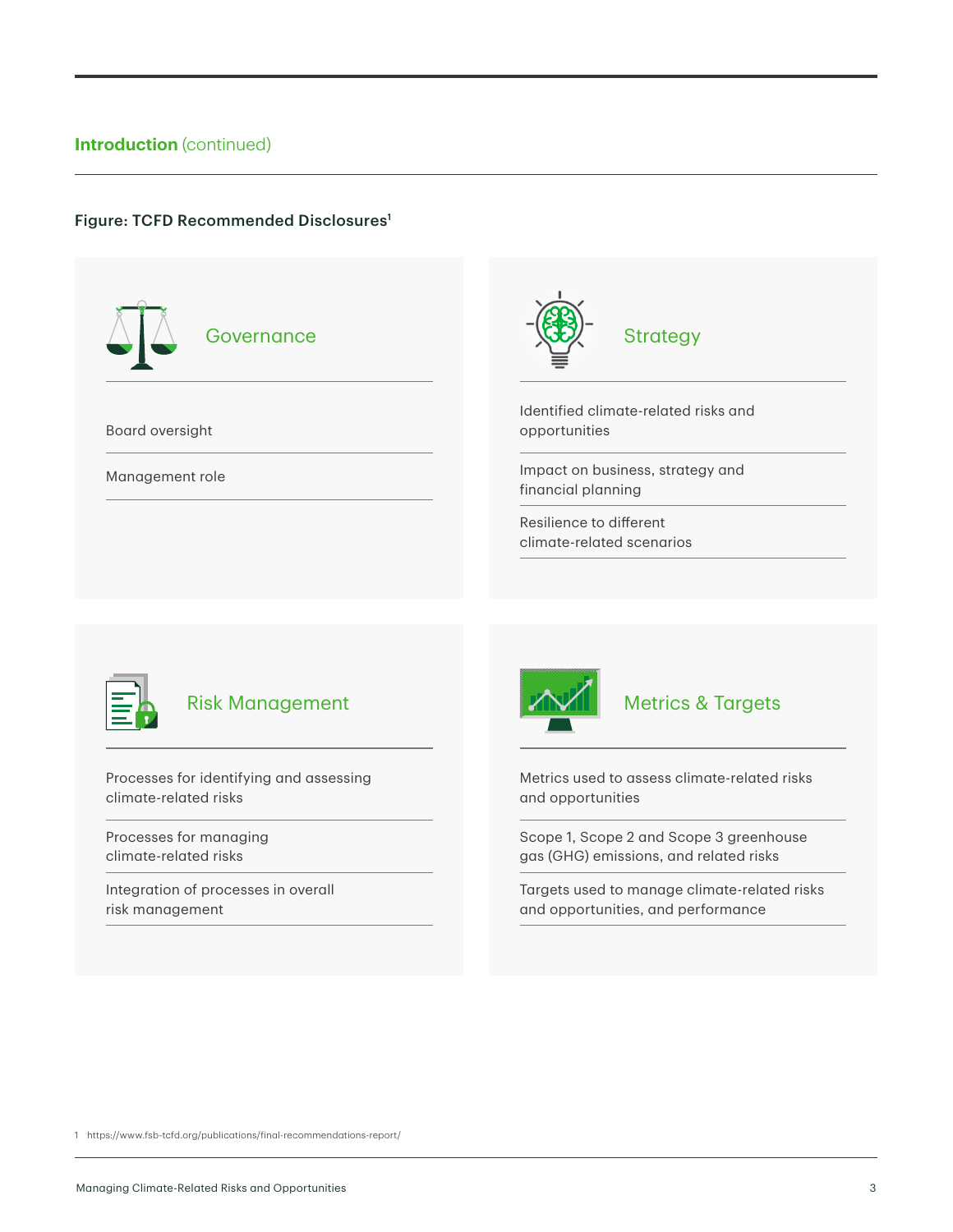## Introduction (continued)

**Figure: TCFD Recommended Disclosures**[1]

### Governance

- Board oversight
- Management role

### Strategy

- Identified climate-related risks and opportunities
- Impact on business, strategy and financial planning
- Resilience to different climate-related scenarios

### Risk Management

- Processes for identifying and assessing climate-related risks
- Processes for managing climate-related risks
- Integration of processes in overall risk management

### Metrics & Targets

- Metrics used to assess climate-related risks and opportunities
- Scope 1, Scope 2 and Scope 3 greenhouse gas (GHG) emissions, and related risks
- Targets used to manage climate-related risks and opportunities, and performance

1 https://www.fsb-tcfd.org/publications/final-recommendations-report/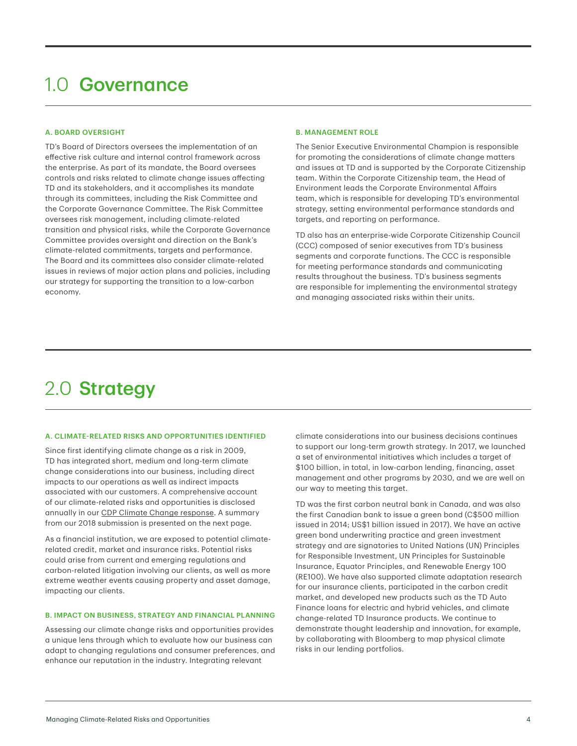# 1.0 Governance

### A. BOARD OVERSIGHT

TD's Board of Directors oversees the implementation of an effective risk culture and internal control framework across the enterprise. As part of its mandate, the Board oversees controls and risks related to climate change issues affecting TD and its stakeholders, and it accomplishes its mandate through its committees, including the Risk Committee and the Corporate Governance Committee. The Risk Committee oversees risk management, including climate-related transition and physical risks, while the Corporate Governance Committee provides oversight and direction on the Bank's climate-related commitments, targets and performance. The Board and its committees also consider climate-related issues in reviews of major action plans and policies, including our strategy for supporting the transition to a low-carbon economy.

### B. MANAGEMENT ROLE

The Senior Executive Environmental Champion is responsible for promoting the considerations of climate change matters and issues at TD and is supported by the Corporate Citizenship team. Within the Corporate Citizenship team, the Head of Environment leads the Corporate Environmental Affairs team, which is responsible for developing TD's environmental strategy, setting environmental performance standards and targets, and reporting on performance.

TD also has an enterprise-wide Corporate Citizenship Council (CCC) composed of senior executives from TD's business segments and corporate functions. The CCC is responsible for meeting performance standards and communicating results throughout the business. TD's business segments are responsible for implementing the environmental strategy and managing associated risks within their units.

# 2.0 Strategy

### A. CLIMATE-RELATED RISKS AND OPPORTUNITIES IDENTIFIED

Since first identifying climate change as a risk in 2009, TD has integrated short, medium and long-term climate change considerations into our business, including direct impacts to our operations as well as indirect impacts associated with our customers. A comprehensive account of our climate-related risks and opportunities is disclosed annually in our CDP Climate Change response. A summary from our 2018 submission is presented on the next page.

As a financial institution, we are exposed to potential climate-related credit, market and insurance risks. Potential risks could arise from current and emerging regulations and carbon-related litigation involving our clients, as well as more extreme weather events causing property and asset damage, impacting our clients.

### B. IMPACT ON BUSINESS, STRATEGY AND FINANCIAL PLANNING

Assessing our climate change risks and opportunities provides a unique lens through which to evaluate how our business can adapt to changing regulations and consumer preferences, and enhance our reputation in the industry. Integrating relevant climate considerations into our business decisions continues to support our long-term growth strategy. In 2017, we launched a set of environmental initiatives which includes a target of $100 billion, in total, in low-carbon lending, financing, asset management and other programs by 2030, and we are well on our way to meeting this target.

TD was the first carbon neutral bank in Canada, and was also the first Canadian bank to issue a green bond (C$500 million issued in 2014; US$1 billion issued in 2017). We have an active green bond underwriting practice and green investment strategy and are signatories to United Nations (UN) Principles for Responsible Investment, UN Principles for Sustainable Insurance, Equator Principles, and Renewable Energy 100 (RE100). We have also supported climate adaptation research for our insurance clients, participated in the carbon credit market, and developed new products such as the TD Auto Finance loans for electric and hybrid vehicles, and climate change-related TD Insurance products. We continue to demonstrate thought leadership and innovation, for example, by collaborating with Bloomberg to map physical climate risks in our lending portfolios.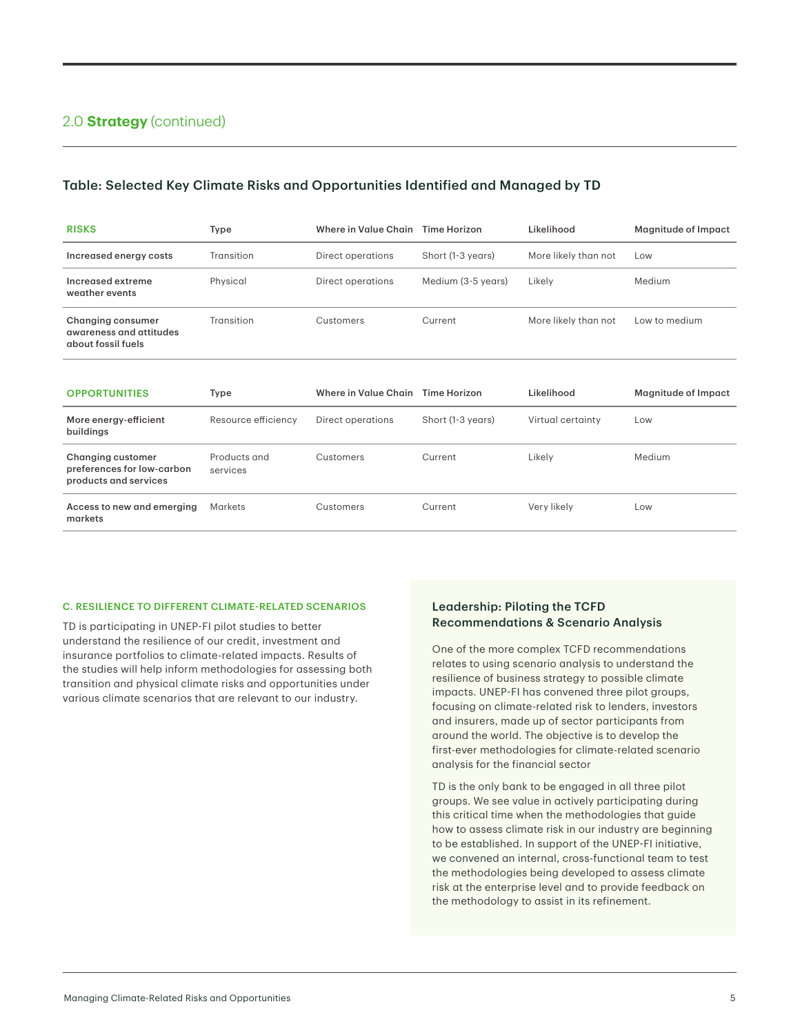## 2.0 **Strategy** (continued)

### Table: Selected Key Climate Risks and Opportunities Identified and Managed by TD

| RISKS | Type | Where in Value Chain | Time Horizon | Likelihood | Magnitude of Impact |
|---|---|---|---|---|---|
| Increased energy costs | Transition | Direct operations | Short (1-3 years) | More likely than not | Low |
| Increased extreme weather events | Physical | Direct operations | Medium (3-5 years) | Likely | Medium |
| Changing consumer awareness and attitudes about fossil fuels | Transition | Customers | Current | More likely than not | Low to medium |

| OPPORTUNITIES | Type | Where in Value Chain | Time Horizon | Likelihood | Magnitude of Impact |
|---|---|---|---|---|---|
| More energy-efficient buildings | Resource efficiency | Direct operations | Short (1-3 years) | Virtual certainty | Low |
| Changing customer preferences for low-carbon products and services | Products and services | Customers | Current | Likely | Medium |
| Access to new and emerging markets | Markets | Customers | Current | Very likely | Low |

#### C. RESILIENCE TO DIFFERENT CLIMATE-RELATED SCENARIOS

TD is participating in UNEP-FI pilot studies to better understand the resilience of our credit, investment and insurance portfolios to climate-related impacts. Results of the studies will help inform methodologies for assessing both transition and physical climate risks and opportunities under various climate scenarios that are relevant to our industry.

### Leadership: Piloting the TCFD Recommendations & Scenario Analysis

One of the more complex TCFD recommendations relates to using scenario analysis to understand the resilience of business strategy to possible climate impacts. UNEP-FI has convened three pilot groups, focusing on climate-related risk to lenders, investors and insurers, made up of sector participants from around the world. The objective is to develop the first-ever methodologies for climate-related scenario analysis for the financial sector

TD is the only bank to be engaged in all three pilot groups. We see value in actively participating during this critical time when the methodologies that guide how to assess climate risk in our industry are beginning to be established. In support of the UNEP-FI initiative, we convened an internal, cross-functional team to test the methodologies being developed to assess climate risk at the enterprise level and to provide feedback on the methodology to assist in its refinement.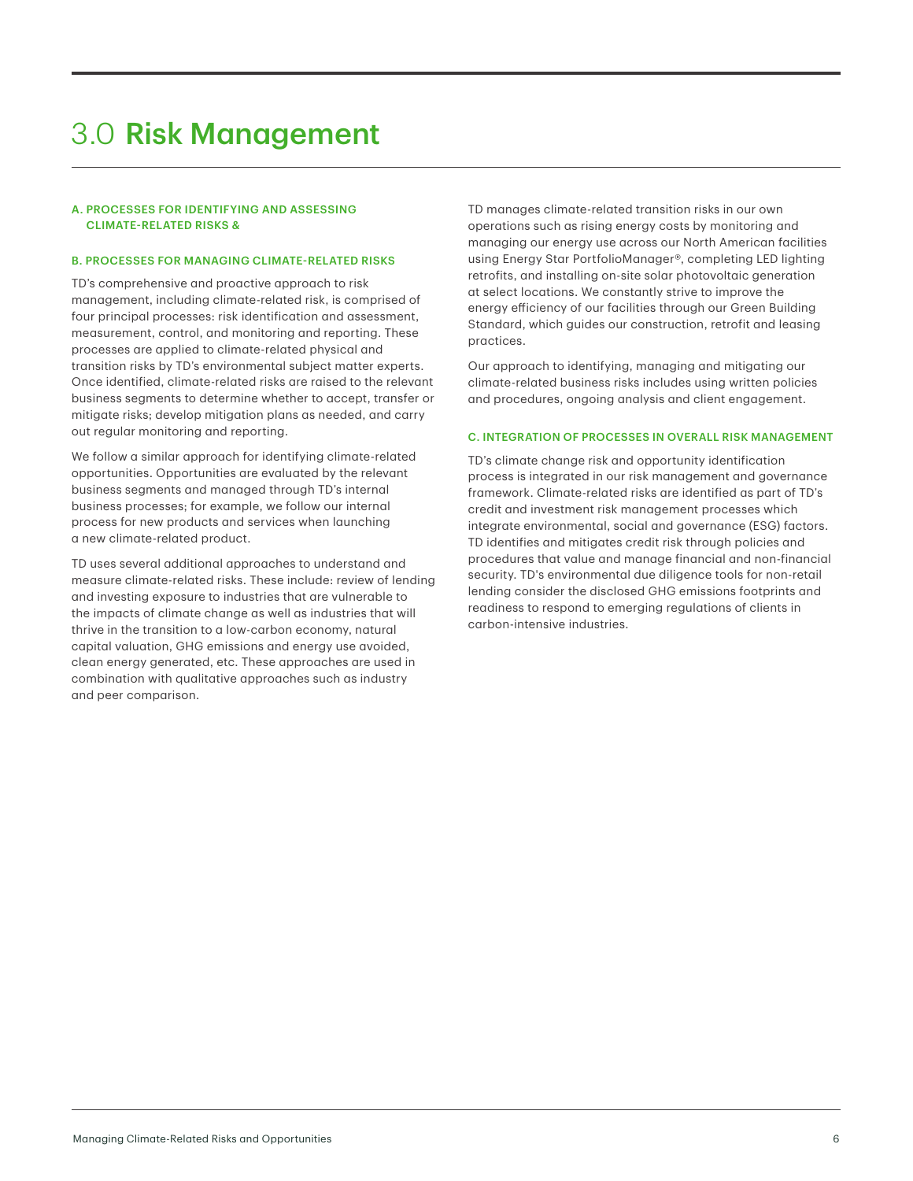# 3.0 Risk Management

### A. PROCESSES FOR IDENTIFYING AND ASSESSING CLIMATE-RELATED RISKS &

### B. PROCESSES FOR MANAGING CLIMATE-RELATED RISKS

TD's comprehensive and proactive approach to risk management, including climate-related risk, is comprised of four principal processes: risk identification and assessment, measurement, control, and monitoring and reporting. These processes are applied to climate-related physical and transition risks by TD's environmental subject matter experts. Once identified, climate-related risks are raised to the relevant business segments to determine whether to accept, transfer or mitigate risks; develop mitigation plans as needed, and carry out regular monitoring and reporting.

We follow a similar approach for identifying climate-related opportunities. Opportunities are evaluated by the relevant business segments and managed through TD's internal business processes; for example, we follow our internal process for new products and services when launching a new climate-related product.

TD uses several additional approaches to understand and measure climate-related risks. These include: review of lending and investing exposure to industries that are vulnerable to the impacts of climate change as well as industries that will thrive in the transition to a low-carbon economy, natural capital valuation, GHG emissions and energy use avoided, clean energy generated, etc. These approaches are used in combination with qualitative approaches such as industry and peer comparison.

TD manages climate-related transition risks in our own operations such as rising energy costs by monitoring and managing our energy use across our North American facilities using Energy Star PortfolioManager®, completing LED lighting retrofits, and installing on-site solar photovoltaic generation at select locations. We constantly strive to improve the energy efficiency of our facilities through our Green Building Standard, which guides our construction, retrofit and leasing practices.

Our approach to identifying, managing and mitigating our climate-related business risks includes using written policies and procedures, ongoing analysis and client engagement.

### C. INTEGRATION OF PROCESSES IN OVERALL RISK MANAGEMENT

TD's climate change risk and opportunity identification process is integrated in our risk management and governance framework. Climate-related risks are identified as part of TD's credit and investment risk management processes which integrate environmental, social and governance (ESG) factors. TD identifies and mitigates credit risk through policies and procedures that value and manage financial and non-financial security. TD's environmental due diligence tools for non-retail lending consider the disclosed GHG emissions footprints and readiness to respond to emerging regulations of clients in carbon-intensive industries.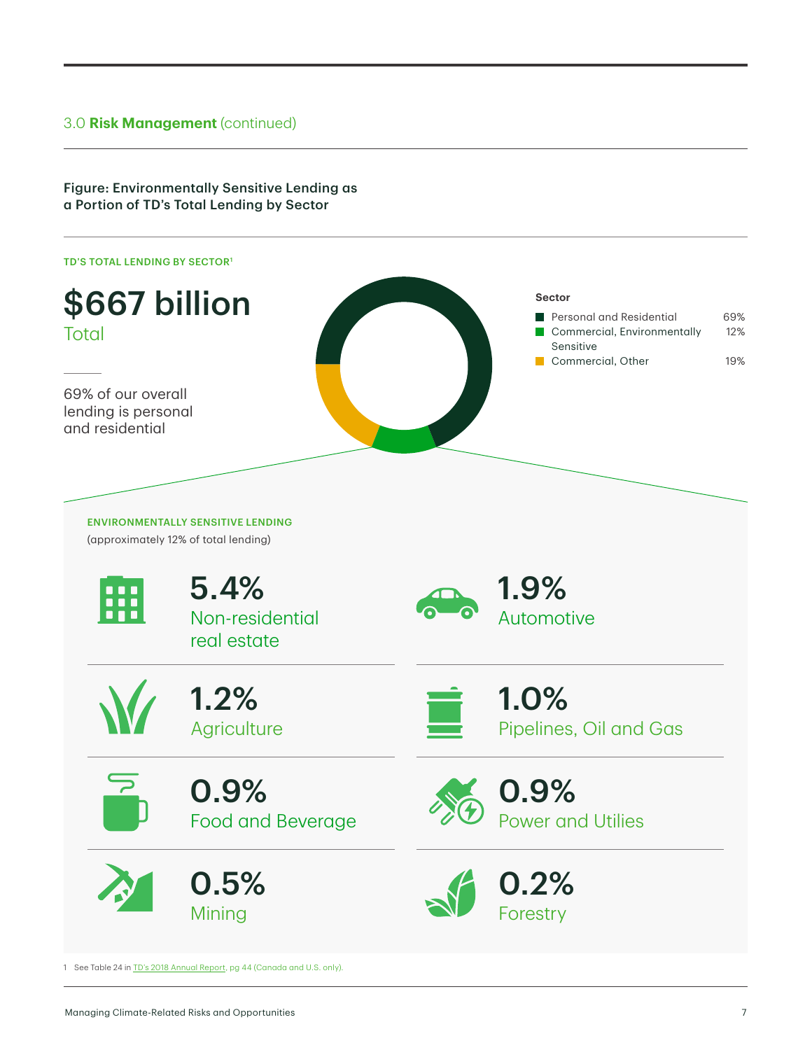3.0 **Risk Management** (continued)

**Figure: Environmentally Sensitive Lending as a Portion of TD's Total Lending by Sector**

TD'S TOTAL LENDING BY SECTOR[1]

# $667 billion

Total

69% of our overall lending is personal and residential

Sector

Personal and Residential 69%

Commercial, Environmentally Sensitive 12%

Commercial, Other 19%

ENVIRONMENTALLY SENSITIVE LENDING

(approximately 12% of total lending)

5.4%
Non-residential real estate

1.9%
Automotive

1.2%
Agriculture

1.0%
Pipelines, Oil and Gas

0.9%
Food and Beverage

0.9%
Power and Utilities

0.5%
Mining

0.2%
Forestry

1 See Table 24 in TD's 2018 Annual Report, pg 44 (Canada and U.S. only).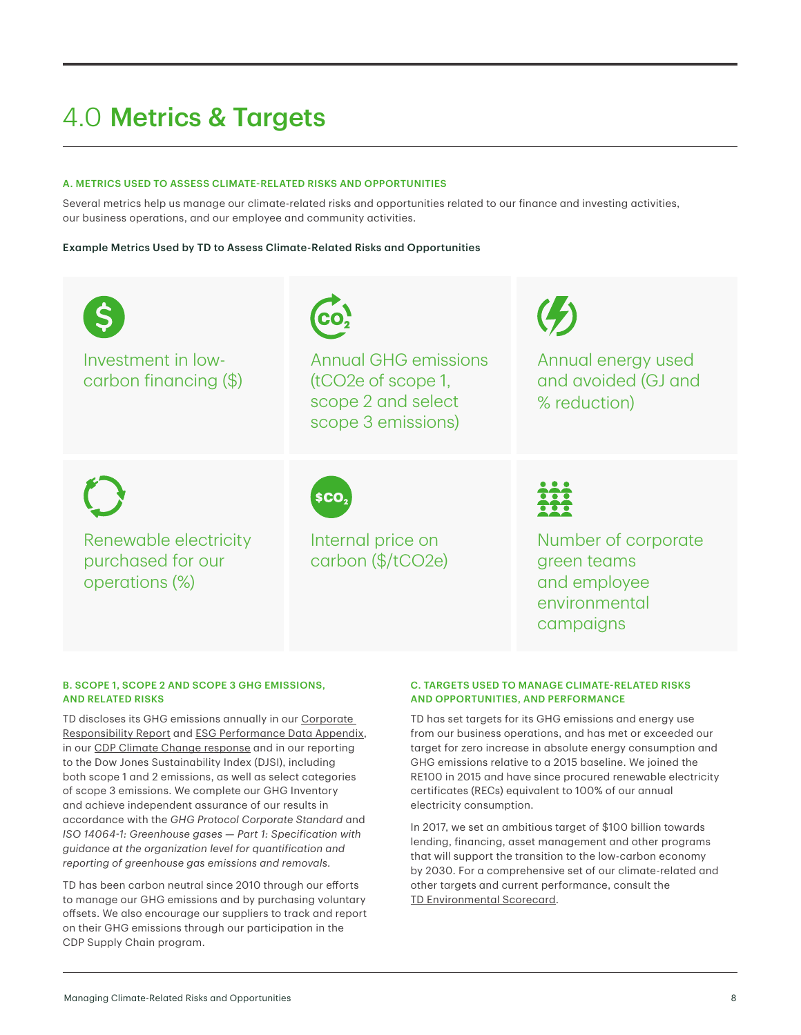# 4.0 **Metrics & Targets**

#### A. METRICS USED TO ASSESS CLIMATE-RELATED RISKS AND OPPORTUNITIES

Several metrics help us manage our climate-related risks and opportunities related to our finance and investing activities, our business operations, and our employee and community activities.

**Example Metrics Used by TD to Assess Climate-Related Risks and Opportunities**

- Investment in low-carbon financing ($)
- Annual GHG emissions (tCO2e of scope 1, scope 2 and select scope 3 emissions)
- Annual energy used and avoided (GJ and % reduction)
- Renewable electricity purchased for our operations (%)
- Internal price on carbon ($/tCO2e)
- Number of corporate green teams and employee environmental campaigns

#### B. SCOPE 1, SCOPE 2 AND SCOPE 3 GHG EMISSIONS, AND RELATED RISKS

TD discloses its GHG emissions annually in our Corporate Responsibility Report and ESG Performance Data Appendix, in our CDP Climate Change response and in our reporting to the Dow Jones Sustainability Index (DJSI), including both scope 1 and 2 emissions, as well as select categories of scope 3 emissions. We complete our GHG Inventory and achieve independent assurance of our results in accordance with the *GHG Protocol Corporate Standard* and *ISO 14064-1: Greenhouse gases — Part 1: Specification with guidance at the organization level for quantification and reporting of greenhouse gas emissions and removals*.

TD has been carbon neutral since 2010 through our efforts to manage our GHG emissions and by purchasing voluntary offsets. We also encourage our suppliers to track and report on their GHG emissions through our participation in the CDP Supply Chain program.

#### C. TARGETS USED TO MANAGE CLIMATE-RELATED RISKS AND OPPORTUNITIES, AND PERFORMANCE

TD has set targets for its GHG emissions and energy use from our business operations, and has met or exceeded our target for zero increase in absolute energy consumption and GHG emissions relative to a 2015 baseline. We joined the RE100 in 2015 and have since procured renewable electricity certificates (RECs) equivalent to 100% of our annual electricity consumption.

In 2017, we set an ambitious target of $100 billion towards lending, financing, asset management and other programs that will support the transition to the low-carbon economy by 2030. For a comprehensive set of our climate-related and other targets and current performance, consult the TD Environmental Scorecard.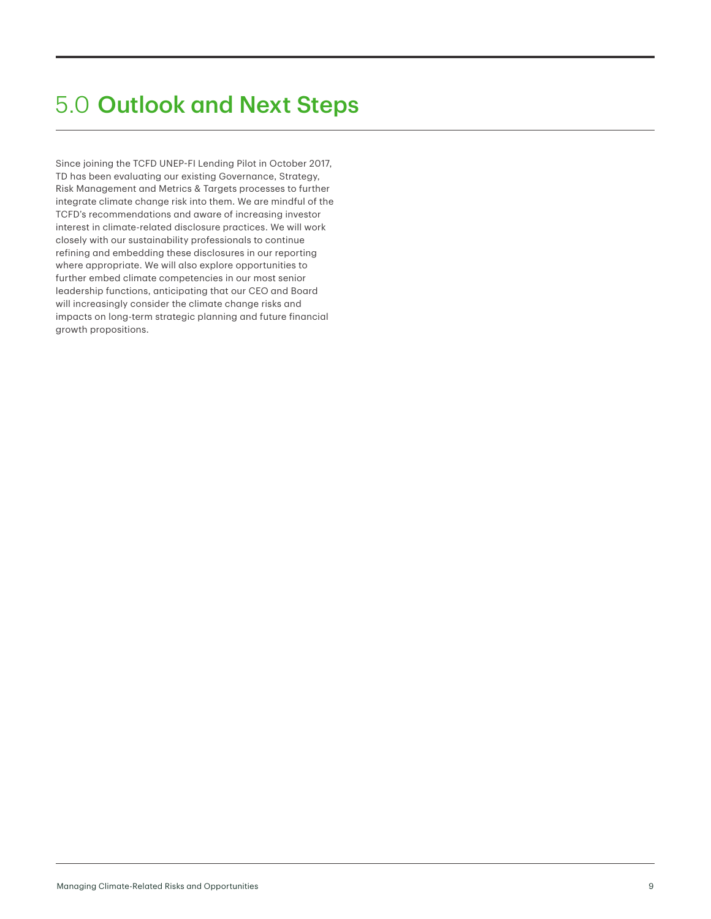# 5.0 Outlook and Next Steps

Since joining the TCFD UNEP-FI Lending Pilot in October 2017, TD has been evaluating our existing Governance, Strategy, Risk Management and Metrics & Targets processes to further integrate climate change risk into them. We are mindful of the TCFD's recommendations and aware of increasing investor interest in climate-related disclosure practices. We will work closely with our sustainability professionals to continue refining and embedding these disclosures in our reporting where appropriate. We will also explore opportunities to further embed climate competencies in our most senior leadership functions, anticipating that our CEO and Board will increasingly consider the climate change risks and impacts on long-term strategic planning and future financial growth propositions.